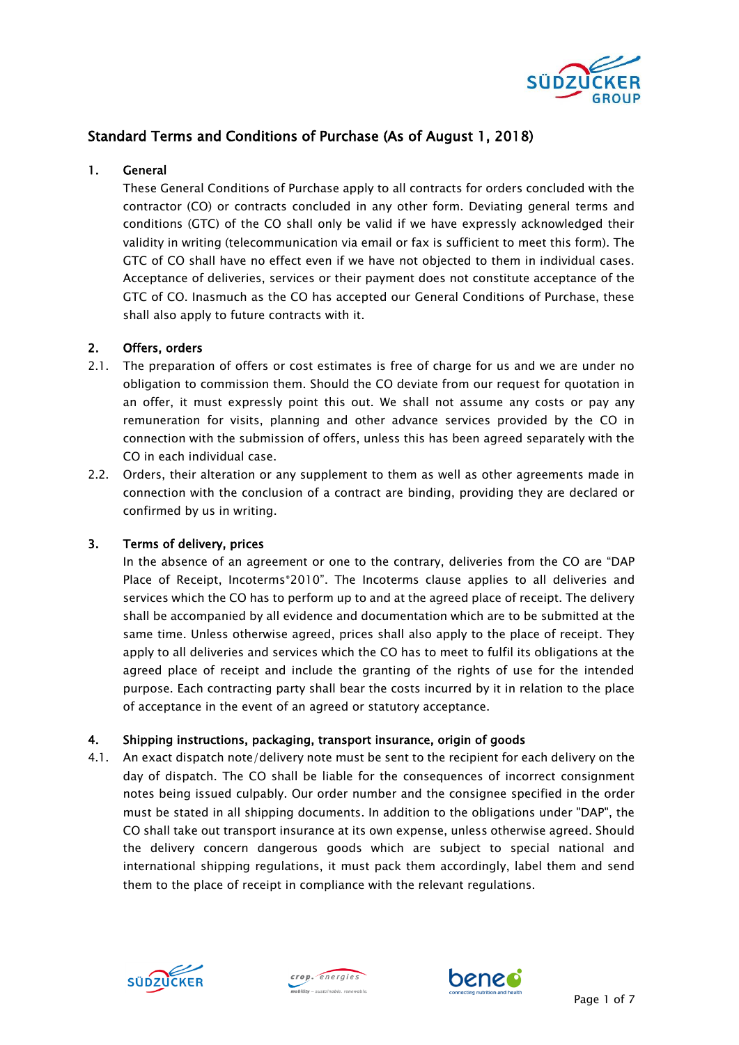# Standard Terms and Conditions of Purchase (As of August 1, 2018)

## 1. General

These General Conditions of Purchase apply to all contracts for orders concluded with the contractor (CO) or contracts concluded in any other form. Deviating general terms and conditions (GTC) of the CO shall only be valid if we have expressly acknowledged their validity in writing (telecommunication via email or fax is sufficient to meet this form). The GTC of CO shall have no effect even if we have not objected to them in individual cases. Acceptance of deliveries, services or their payment does not constitute acceptance of the GTC of CO. Inasmuch as the CO has accepted our General Conditions of Purchase, these shall also apply to future contracts with it.

## 2. Offers, orders

2.1. The preparation of offers or cost estimates is free of charge for us and we are under no obligation to commission them. Should the CO deviate from our request for quotation in an offer, it must expressly point this out. We shall not assume any costs or pay any remuneration for visits, planning and other advance services provided by the CO in connection with the submission of offers, unless this has been agreed separately with the CO in each individual case.

2.2. Orders, their alteration or any supplement to them as well as other agreements made in connection with the conclusion of a contract are binding, providing they are declared or confirmed by us in writing.

## 3. Terms of delivery, prices

In the absence of an agreement or one to the contrary, deliveries from the CO are "DAP Place of Receipt, Incoterms®2010". The Incoterms clause applies to all deliveries and services which the CO has to perform up to and at the agreed place of receipt. The delivery shall be accompanied by all evidence and documentation which are to be submitted at the same time. Unless otherwise agreed, prices shall also apply to the place of receipt. They apply to all deliveries and services which the CO has to meet to fulfil its obligations at the agreed place of receipt and include the granting of the rights of use for the intended purpose. Each contracting party shall bear the costs incurred by it in relation to the place of acceptance in the event of an agreed or statutory acceptance.

## 4. Shipping instructions, packaging, transport insurance, origin of goods

4.1. An exact dispatch note/delivery note must be sent to the recipient for each delivery on the day of dispatch. The CO shall be liable for the consequences of incorrect consignment notes being issued culpably. Our order number and the consignee specified in the order must be stated in all shipping documents. In addition to the obligations under "DAP", the CO shall take out transport insurance at its own expense, unless otherwise agreed. Should the delivery concern dangerous goods which are subject to special national and international shipping regulations, it must pack them accordingly, label them and send them to the place of receipt in compliance with the relevant regulations.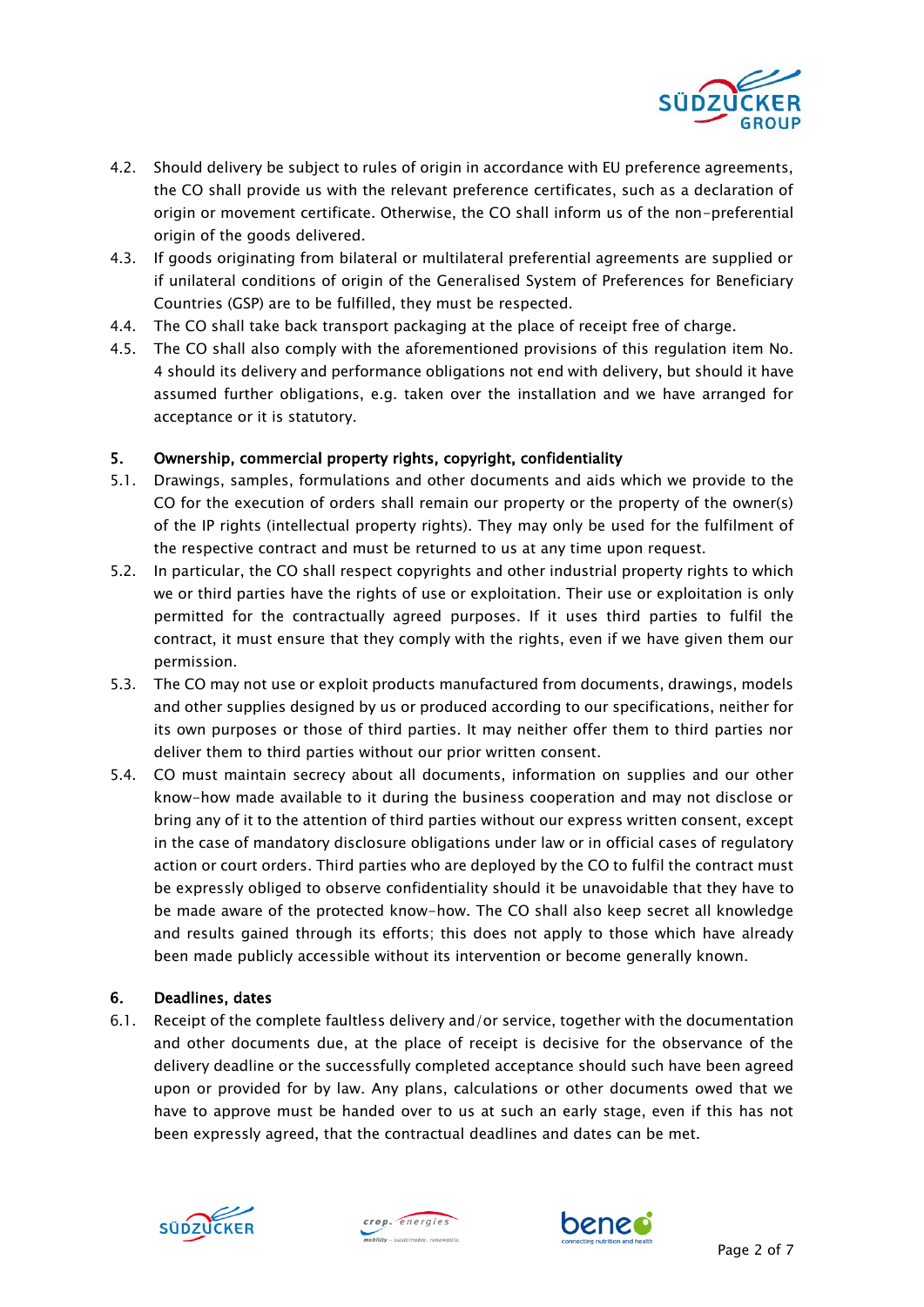4.2. Should delivery be subject to rules of origin in accordance with EU preference agreements, the CO shall provide us with the relevant preference certificates, such as a declaration of origin or movement certificate. Otherwise, the CO shall inform us of the non-preferential origin of the goods delivered.

4.3. If goods originating from bilateral or multilateral preferential agreements are supplied or if unilateral conditions of origin of the Generalised System of Preferences for Beneficiary Countries (GSP) are to be fulfilled, they must be respected.

4.4. The CO shall take back transport packaging at the place of receipt free of charge.

4.5. The CO shall also comply with the aforementioned provisions of this regulation item No. 4 should its delivery and performance obligations not end with delivery, but should it have assumed further obligations, e.g. taken over the installation and we have arranged for acceptance or it is statutory.

## 5. Ownership, commercial property rights, copyright, confidentiality

5.1. Drawings, samples, formulations and other documents and aids which we provide to the CO for the execution of orders shall remain our property or the property of the owner(s) of the IP rights (intellectual property rights). They may only be used for the fulfilment of the respective contract and must be returned to us at any time upon request.

5.2. In particular, the CO shall respect copyrights and other industrial property rights to which we or third parties have the rights of use or exploitation. Their use or exploitation is only permitted for the contractually agreed purposes. If it uses third parties to fulfil the contract, it must ensure that they comply with the rights, even if we have given them our permission.

5.3. The CO may not use or exploit products manufactured from documents, drawings, models and other supplies designed by us or produced according to our specifications, neither for its own purposes or those of third parties. It may neither offer them to third parties nor deliver them to third parties without our prior written consent.

5.4. CO must maintain secrecy about all documents, information on supplies and our other know-how made available to it during the business cooperation and may not disclose or bring any of it to the attention of third parties without our express written consent, except in the case of mandatory disclosure obligations under law or in official cases of regulatory action or court orders. Third parties who are deployed by the CO to fulfil the contract must be expressly obliged to observe confidentiality should it be unavoidable that they have to be made aware of the protected know-how. The CO shall also keep secret all knowledge and results gained through its efforts; this does not apply to those which have already been made publicly accessible without its intervention or become generally known.

## 6. Deadlines, dates

6.1. Receipt of the complete faultless delivery and/or service, together with the documentation and other documents due, at the place of receipt is decisive for the observance of the delivery deadline or the successfully completed acceptance should such have been agreed upon or provided for by law. Any plans, calculations or other documents owed that we have to approve must be handed over to us at such an early stage, even if this has not been expressly agreed, that the contractual deadlines and dates can be met.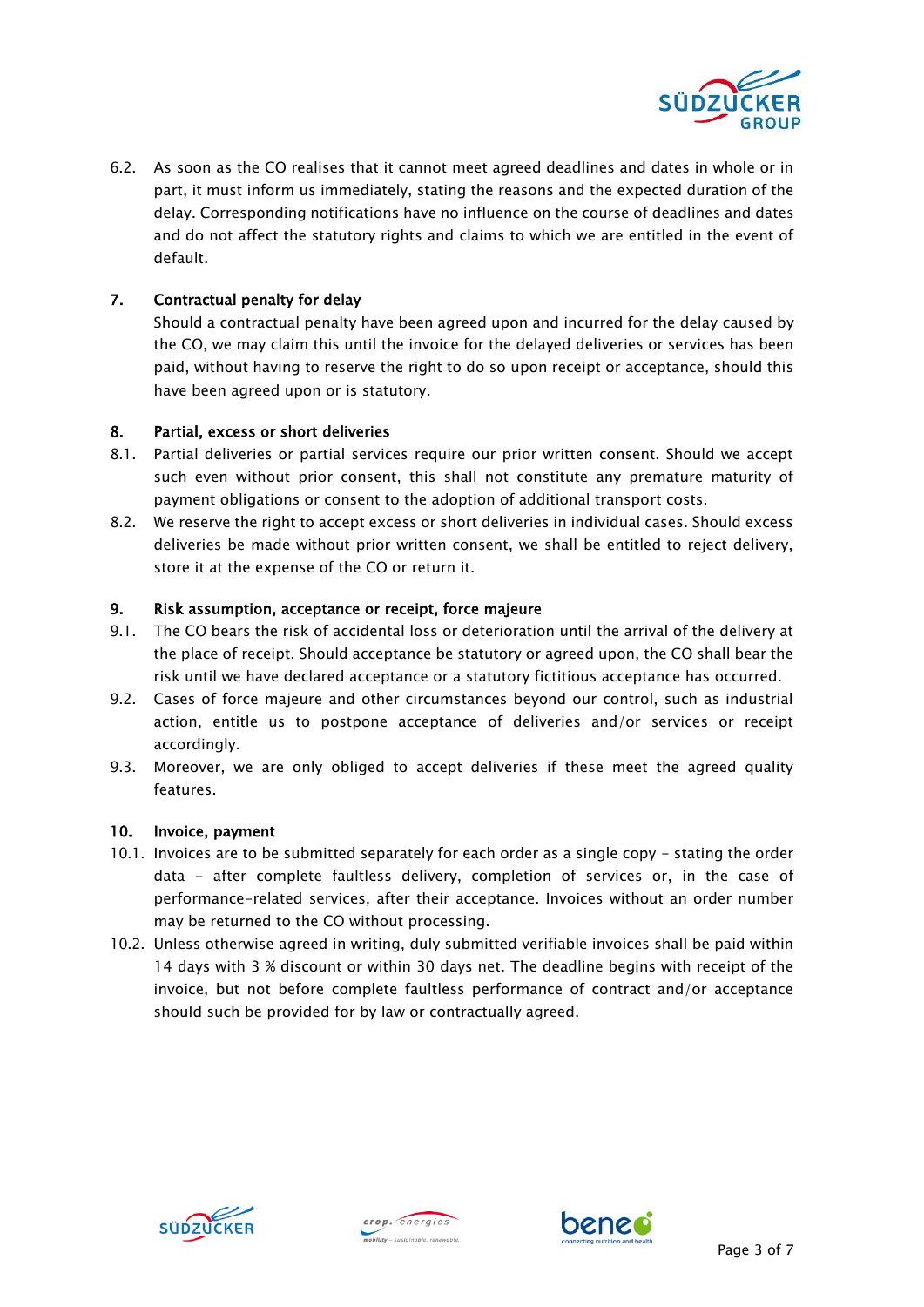6.2. As soon as the CO realises that it cannot meet agreed deadlines and dates in whole or in part, it must inform us immediately, stating the reasons and the expected duration of the delay. Corresponding notifications have no influence on the course of deadlines and dates and do not affect the statutory rights and claims to which we are entitled in the event of default.

## 7. Contractual penalty for delay

Should a contractual penalty have been agreed upon and incurred for the delay caused by the CO, we may claim this until the invoice for the delayed deliveries or services has been paid, without having to reserve the right to do so upon receipt or acceptance, should this have been agreed upon or is statutory.

## 8. Partial, excess or short deliveries

8.1. Partial deliveries or partial services require our prior written consent. Should we accept such even without prior consent, this shall not constitute any premature maturity of payment obligations or consent to the adoption of additional transport costs.

8.2. We reserve the right to accept excess or short deliveries in individual cases. Should excess deliveries be made without prior written consent, we shall be entitled to reject delivery, store it at the expense of the CO or return it.

## 9. Risk assumption, acceptance or receipt, force majeure

9.1. The CO bears the risk of accidental loss or deterioration until the arrival of the delivery at the place of receipt. Should acceptance be statutory or agreed upon, the CO shall bear the risk until we have declared acceptance or a statutory fictitious acceptance has occurred.

9.2. Cases of force majeure and other circumstances beyond our control, such as industrial action, entitle us to postpone acceptance of deliveries and/or services or receipt accordingly.

9.3. Moreover, we are only obliged to accept deliveries if these meet the agreed quality features.

## 10. Invoice, payment

10.1. Invoices are to be submitted separately for each order as a single copy – stating the order data – after complete faultless delivery, completion of services or, in the case of performance-related services, after their acceptance. Invoices without an order number may be returned to the CO without processing.

10.2. Unless otherwise agreed in writing, duly submitted verifiable invoices shall be paid within 14 days with 3 % discount or within 30 days net. The deadline begins with receipt of the invoice, but not before complete faultless performance of contract and/or acceptance should such be provided for by law or contractually agreed.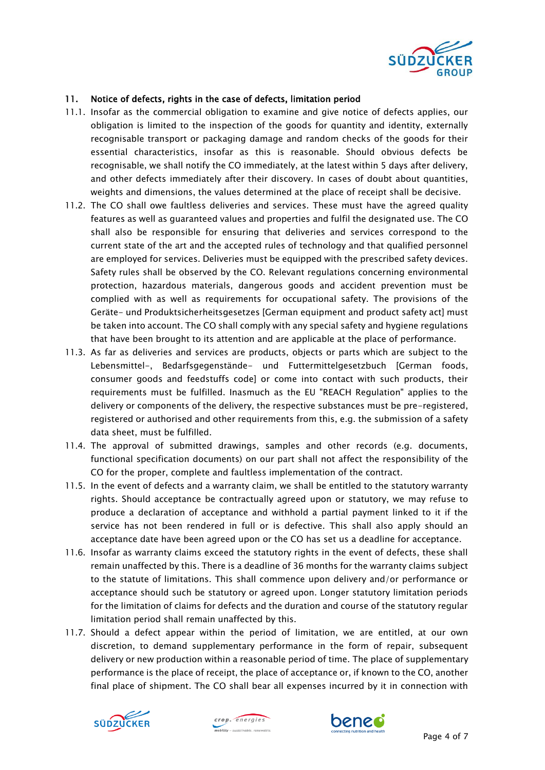## 11. Notice of defects, rights in the case of defects, limitation period

11.1. Insofar as the commercial obligation to examine and give notice of defects applies, our obligation is limited to the inspection of the goods for quantity and identity, externally recognisable transport or packaging damage and random checks of the goods for their essential characteristics, insofar as this is reasonable. Should obvious defects be recognisable, we shall notify the CO immediately, at the latest within 5 days after delivery, and other defects immediately after their discovery. In cases of doubt about quantities, weights and dimensions, the values determined at the place of receipt shall be decisive.

11.2. The CO shall owe faultless deliveries and services. These must have the agreed quality features as well as guaranteed values and properties and fulfil the designated use. The CO shall also be responsible for ensuring that deliveries and services correspond to the current state of the art and the accepted rules of technology and that qualified personnel are employed for services. Deliveries must be equipped with the prescribed safety devices. Safety rules shall be observed by the CO. Relevant regulations concerning environmental protection, hazardous materials, dangerous goods and accident prevention must be complied with as well as requirements for occupational safety. The provisions of the Geräte- und Produktsicherheitsgesetzes [German equipment and product safety act] must be taken into account. The CO shall comply with any special safety and hygiene regulations that have been brought to its attention and are applicable at the place of performance.

11.3. As far as deliveries and services are products, objects or parts which are subject to the Lebensmittel-, Bedarfsgegenstände- und Futtermittelgesetzbuch [German foods, consumer goods and feedstuffs code] or come into contact with such products, their requirements must be fulfilled. Inasmuch as the EU "REACH Regulation" applies to the delivery or components of the delivery, the respective substances must be pre-registered, registered or authorised and other requirements from this, e.g. the submission of a safety data sheet, must be fulfilled.

11.4. The approval of submitted drawings, samples and other records (e.g. documents, functional specification documents) on our part shall not affect the responsibility of the CO for the proper, complete and faultless implementation of the contract.

11.5. In the event of defects and a warranty claim, we shall be entitled to the statutory warranty rights. Should acceptance be contractually agreed upon or statutory, we may refuse to produce a declaration of acceptance and withhold a partial payment linked to it if the service has not been rendered in full or is defective. This shall also apply should an acceptance date have been agreed upon or the CO has set us a deadline for acceptance.

11.6. Insofar as warranty claims exceed the statutory rights in the event of defects, these shall remain unaffected by this. There is a deadline of 36 months for the warranty claims subject to the statute of limitations. This shall commence upon delivery and/or performance or acceptance should such be statutory or agreed upon. Longer statutory limitation periods for the limitation of claims for defects and the duration and course of the statutory regular limitation period shall remain unaffected by this.

11.7. Should a defect appear within the period of limitation, we are entitled, at our own discretion, to demand supplementary performance in the form of repair, subsequent delivery or new production within a reasonable period of time. The place of supplementary performance is the place of receipt, the place of acceptance or, if known to the CO, another final place of shipment. The CO shall bear all expenses incurred by it in connection with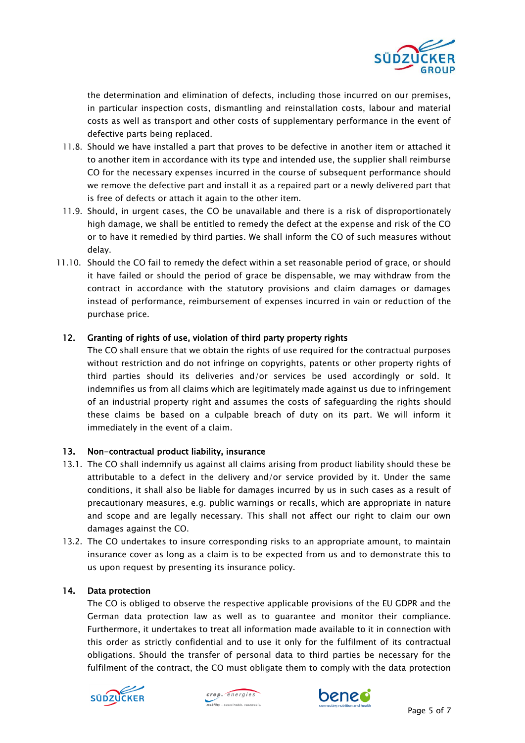the determination and elimination of defects, including those incurred on our premises, in particular inspection costs, dismantling and reinstallation costs, labour and material costs as well as transport and other costs of supplementary performance in the event of defective parts being replaced.

11.8. Should we have installed a part that proves to be defective in another item or attached it to another item in accordance with its type and intended use, the supplier shall reimburse CO for the necessary expenses incurred in the course of subsequent performance should we remove the defective part and install it as a repaired part or a newly delivered part that is free of defects or attach it again to the other item.

11.9. Should, in urgent cases, the CO be unavailable and there is a risk of disproportionately high damage, we shall be entitled to remedy the defect at the expense and risk of the CO or to have it remedied by third parties. We shall inform the CO of such measures without delay.

11.10. Should the CO fail to remedy the defect within a set reasonable period of grace, or should it have failed or should the period of grace be dispensable, we may withdraw from the contract in accordance with the statutory provisions and claim damages or damages instead of performance, reimbursement of expenses incurred in vain or reduction of the purchase price.

## 12. Granting of rights of use, violation of third party property rights

The CO shall ensure that we obtain the rights of use required for the contractual purposes without restriction and do not infringe on copyrights, patents or other property rights of third parties should its deliveries and/or services be used accordingly or sold. It indemnifies us from all claims which are legitimately made against us due to infringement of an industrial property right and assumes the costs of safeguarding the rights should these claims be based on a culpable breach of duty on its part. We will inform it immediately in the event of a claim.

## 13. Non-contractual product liability, insurance

13.1. The CO shall indemnify us against all claims arising from product liability should these be attributable to a defect in the delivery and/or service provided by it. Under the same conditions, it shall also be liable for damages incurred by us in such cases as a result of precautionary measures, e.g. public warnings or recalls, which are appropriate in nature and scope and are legally necessary. This shall not affect our right to claim our own damages against the CO.

13.2. The CO undertakes to insure corresponding risks to an appropriate amount, to maintain insurance cover as long as a claim is to be expected from us and to demonstrate this to us upon request by presenting its insurance policy.

## 14. Data protection

The CO is obliged to observe the respective applicable provisions of the EU GDPR and the German data protection law as well as to guarantee and monitor their compliance. Furthermore, it undertakes to treat all information made available to it in connection with this order as strictly confidential and to use it only for the fulfilment of its contractual obligations. Should the transfer of personal data to third parties be necessary for the fulfilment of the contract, the CO must obligate them to comply with the data protection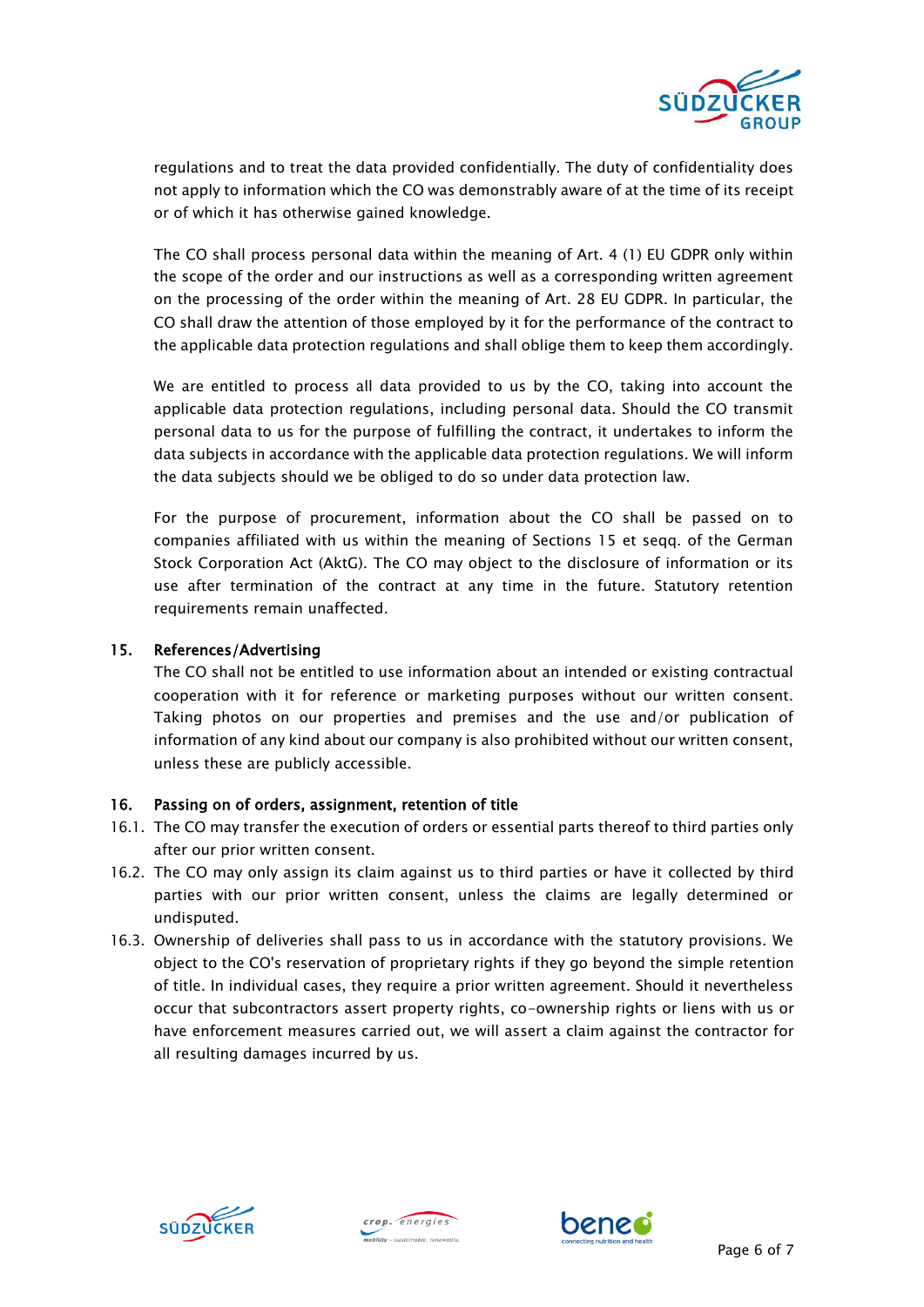regulations and to treat the data provided confidentially. The duty of confidentiality does not apply to information which the CO was demonstrably aware of at the time of its receipt or of which it has otherwise gained knowledge.

The CO shall process personal data within the meaning of Art. 4 (1) EU GDPR only within the scope of the order and our instructions as well as a corresponding written agreement on the processing of the order within the meaning of Art. 28 EU GDPR. In particular, the CO shall draw the attention of those employed by it for the performance of the contract to the applicable data protection regulations and shall oblige them to keep them accordingly.

We are entitled to process all data provided to us by the CO, taking into account the applicable data protection regulations, including personal data. Should the CO transmit personal data to us for the purpose of fulfilling the contract, it undertakes to inform the data subjects in accordance with the applicable data protection regulations. We will inform the data subjects should we be obliged to do so under data protection law.

For the purpose of procurement, information about the CO shall be passed on to companies affiliated with us within the meaning of Sections 15 et seqq. of the German Stock Corporation Act (AktG). The CO may object to the disclosure of information or its use after termination of the contract at any time in the future. Statutory retention requirements remain unaffected.

## 15. References/Advertising

The CO shall not be entitled to use information about an intended or existing contractual cooperation with it for reference or marketing purposes without our written consent. Taking photos on our properties and premises and the use and/or publication of information of any kind about our company is also prohibited without our written consent, unless these are publicly accessible.

## 16. Passing on of orders, assignment, retention of title

16.1. The CO may transfer the execution of orders or essential parts thereof to third parties only after our prior written consent.

16.2. The CO may only assign its claim against us to third parties or have it collected by third parties with our prior written consent, unless the claims are legally determined or undisputed.

16.3. Ownership of deliveries shall pass to us in accordance with the statutory provisions. We object to the CO's reservation of proprietary rights if they go beyond the simple retention of title. In individual cases, they require a prior written agreement. Should it nevertheless occur that subcontractors assert property rights, co-ownership rights or liens with us or have enforcement measures carried out, we will assert a claim against the contractor for all resulting damages incurred by us.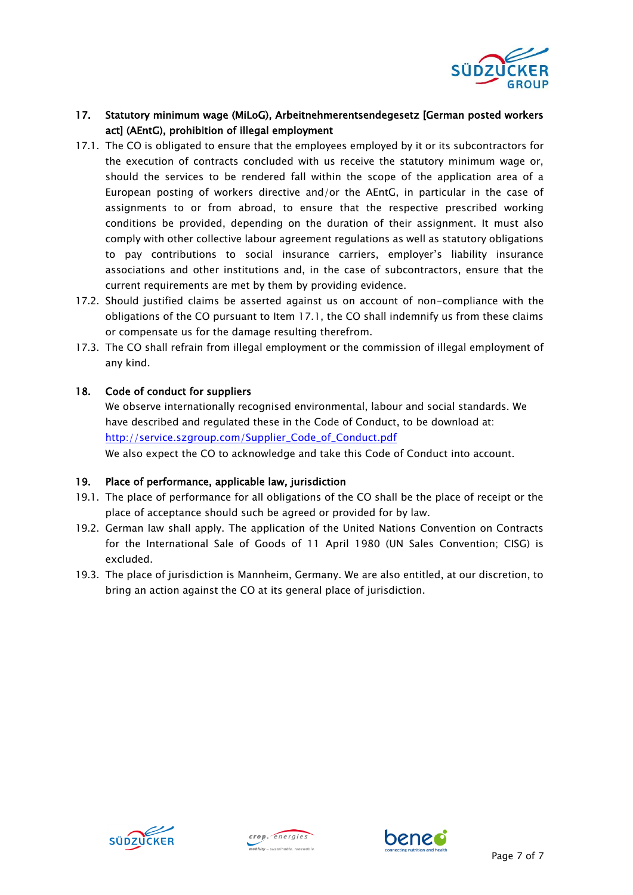## 17. Statutory minimum wage (MiLoG), Arbeitnehmerentsendegesetz [German posted workers act] (AEntG), prohibition of illegal employment

17.1. The CO is obligated to ensure that the employees employed by it or its subcontractors for the execution of contracts concluded with us receive the statutory minimum wage or, should the services to be rendered fall within the scope of the application area of a European posting of workers directive and/or the AEntG, in particular in the case of assignments to or from abroad, to ensure that the respective prescribed working conditions be provided, depending on the duration of their assignment. It must also comply with other collective labour agreement regulations as well as statutory obligations to pay contributions to social insurance carriers, employer's liability insurance associations and other institutions and, in the case of subcontractors, ensure that the current requirements are met by them by providing evidence.

17.2. Should justified claims be asserted against us on account of non-compliance with the obligations of the CO pursuant to Item 17.1, the CO shall indemnify us from these claims or compensate us for the damage resulting therefrom.

17.3. The CO shall refrain from illegal employment or the commission of illegal employment of any kind.

## 18. Code of conduct for suppliers

We observe internationally recognised environmental, labour and social standards. We have described and regulated these in the Code of Conduct, to be download at: [http://service.szgroup.com/Supplier_Code_of_Conduct.pdf](http://service.szgroup.com/Supplier_Code_of_Conduct.pdf)

We also expect the CO to acknowledge and take this Code of Conduct into account.

## 19. Place of performance, applicable law, jurisdiction

19.1. The place of performance for all obligations of the CO shall be the place of receipt or the place of acceptance should such be agreed or provided for by law.

19.2. German law shall apply. The application of the United Nations Convention on Contracts for the International Sale of Goods of 11 April 1980 (UN Sales Convention; CISG) is excluded.

19.3. The place of jurisdiction is Mannheim, Germany. We are also entitled, at our discretion, to bring an action against the CO at its general place of jurisdiction.